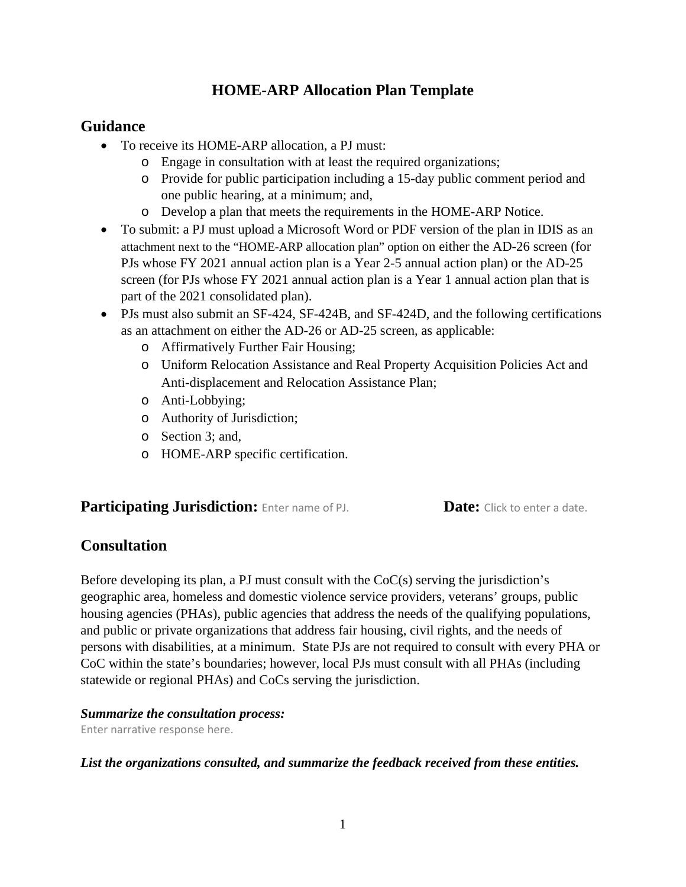# HOME-ARP Allocation Plan Template

## Guidance

- To receive its HOME-ARP allocation, a PJ must:
  - Engage in consultation with at least the required organizations;
  - Provide for public participation including a 15-day public comment period and one public hearing, at a minimum; and,
  - Develop a plan that meets the requirements in the HOME-ARP Notice.
- To submit: a PJ must upload a Microsoft Word or PDF version of the plan in IDIS as an attachment next to the "HOME-ARP allocation plan" option on either the AD-26 screen (for PJs whose FY 2021 annual action plan is a Year 2-5 annual action plan) or the AD-25 screen (for PJs whose FY 2021 annual action plan is a Year 1 annual action plan that is part of the 2021 consolidated plan).
- PJs must also submit an SF-424, SF-424B, and SF-424D, and the following certifications as an attachment on either the AD-26 or AD-25 screen, as applicable:
  - Affirmatively Further Fair Housing;
  - Uniform Relocation Assistance and Real Property Acquisition Policies Act and Anti-displacement and Relocation Assistance Plan;
  - Anti-Lobbying;
  - Authority of Jurisdiction;
  - Section 3; and,
  - HOME-ARP specific certification.

**Participating Jurisdiction:** Enter name of PJ. **Date:** Click to enter a date.

## Consultation

Before developing its plan, a PJ must consult with the CoC(s) serving the jurisdiction's geographic area, homeless and domestic violence service providers, veterans' groups, public housing agencies (PHAs), public agencies that address the needs of the qualifying populations, and public or private organizations that address fair housing, civil rights, and the needs of persons with disabilities, at a minimum. State PJs are not required to consult with every PHA or CoC within the state's boundaries; however, local PJs must consult with all PHAs (including statewide or regional PHAs) and CoCs serving the jurisdiction.

***Summarize the consultation process:***

Enter narrative response here.

***List the organizations consulted, and summarize the feedback received from these entities.***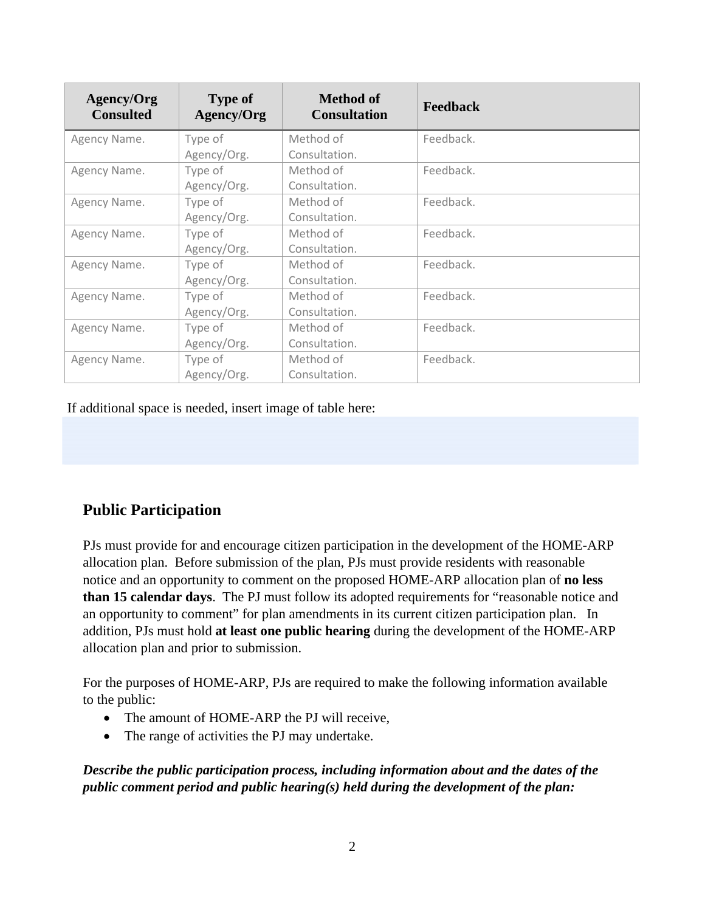| Agency/Org Consulted | Type of Agency/Org | Method of Consultation | Feedback |
|---|---|---|---|
| Agency Name. | Type of Agency/Org. | Method of Consultation. | Feedback. |
| Agency Name. | Type of Agency/Org. | Method of Consultation. | Feedback. |
| Agency Name. | Type of Agency/Org. | Method of Consultation. | Feedback. |
| Agency Name. | Type of Agency/Org. | Method of Consultation. | Feedback. |
| Agency Name. | Type of Agency/Org. | Method of Consultation. | Feedback. |
| Agency Name. | Type of Agency/Org. | Method of Consultation. | Feedback. |
| Agency Name. | Type of Agency/Org. | Method of Consultation. | Feedback. |
| Agency Name. | Type of Agency/Org. | Method of Consultation. | Feedback. |

If additional space is needed, insert image of table here:

## Public Participation

PJs must provide for and encourage citizen participation in the development of the HOME-ARP allocation plan. Before submission of the plan, PJs must provide residents with reasonable notice and an opportunity to comment on the proposed HOME-ARP allocation plan of **no less than 15 calendar days**. The PJ must follow its adopted requirements for "reasonable notice and an opportunity to comment" for plan amendments in its current citizen participation plan. In addition, PJs must hold **at least one public hearing** during the development of the HOME-ARP allocation plan and prior to submission.

For the purposes of HOME-ARP, PJs are required to make the following information available to the public:

- The amount of HOME-ARP the PJ will receive,
- The range of activities the PJ may undertake.

***Describe the public participation process, including information about and the dates of the public comment period and public hearing(s) held during the development of the plan:***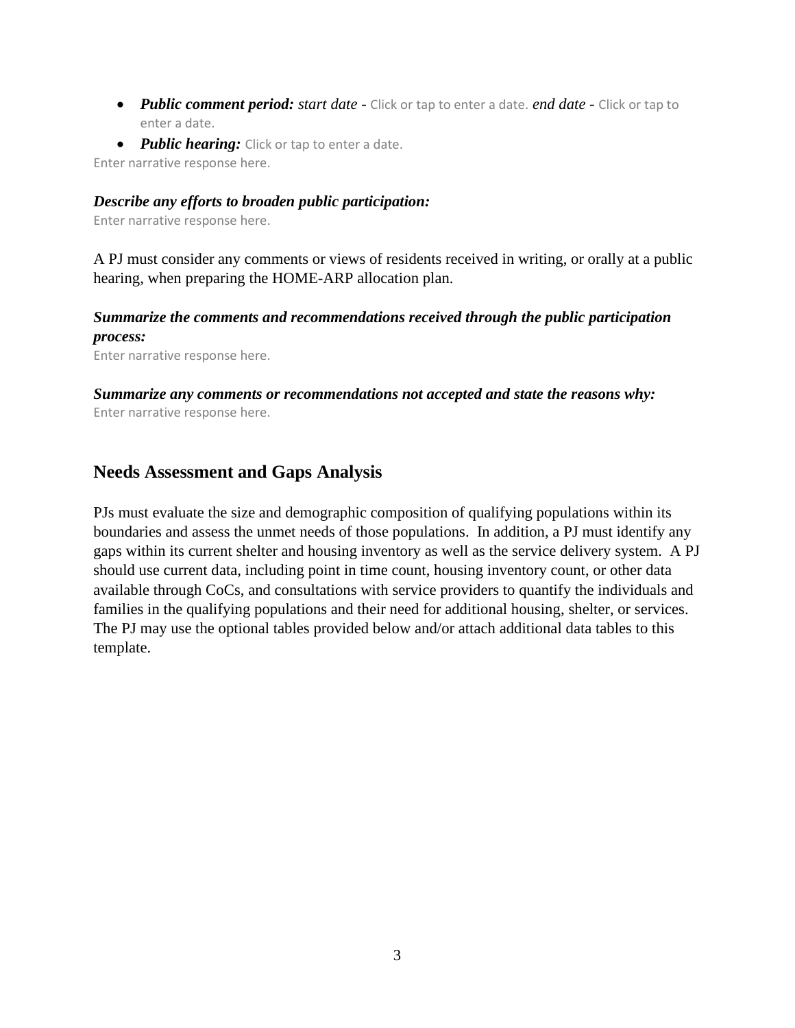- ***Public comment period:*** *start date* - Click or tap to enter a date. *end date* - Click or tap to enter a date.
- ***Public hearing:*** Click or tap to enter a date.

Enter narrative response here.

***Describe any efforts to broaden public participation:***

Enter narrative response here.

A PJ must consider any comments or views of residents received in writing, or orally at a public hearing, when preparing the HOME-ARP allocation plan.

***Summarize the comments and recommendations received through the public participation process:***

Enter narrative response here.

***Summarize any comments or recommendations not accepted and state the reasons why:***

Enter narrative response here.

## Needs Assessment and Gaps Analysis

PJs must evaluate the size and demographic composition of qualifying populations within its boundaries and assess the unmet needs of those populations. In addition, a PJ must identify any gaps within its current shelter and housing inventory as well as the service delivery system. A PJ should use current data, including point in time count, housing inventory count, or other data available through CoCs, and consultations with service providers to quantify the individuals and families in the qualifying populations and their need for additional housing, shelter, or services. The PJ may use the optional tables provided below and/or attach additional data tables to this template.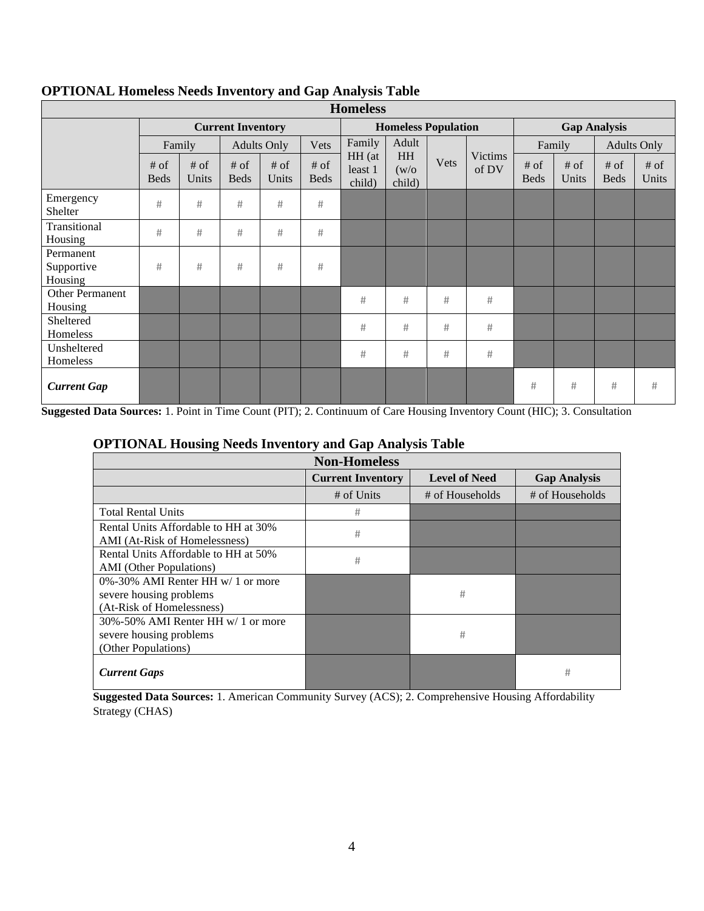## OPTIONAL Homeless Needs Inventory and Gap Analysis Table

| Homeless | | | | | | | | | | | | | |
|---|---|---|---|---|---|---|---|---|---|---|---|---|---|
| | Current Inventory | | | | | Homeless Population | | | | Gap Analysis | | | |
| | Family | | Adults Only | | Vets | Family HH (at least 1 child) | Adult HH (w/o child) | Vets | Victims of DV | Family | | Adults Only | |
| | # of Beds | # of Units | # of Beds | # of Units | # of Beds | | | | | # of Beds | # of Units | # of Beds | # of Units |
| Emergency Shelter | # | # | # | # | # | | | | | | | | |
| Transitional Housing | # | # | # | # | # | | | | | | | | |
| Permanent Supportive Housing | # | # | # | # | # | | | | | | | | |
| Other Permanent Housing | | | | | | # | # | # | # | | | | |
| Sheltered Homeless | | | | | | # | # | # | # | | | | |
| Unsheltered Homeless | | | | | | # | # | # | # | | | | |
| ***Current Gap*** | | | | | | | | | | # | # | # | # |

**Suggested Data Sources:** 1. Point in Time Count (PIT); 2. Continuum of Care Housing Inventory Count (HIC); 3. Consultation

## OPTIONAL Housing Needs Inventory and Gap Analysis Table

| Non-Homeless | | | |
|---|---|---|---|
| | Current Inventory | Level of Need | Gap Analysis |
| | # of Units | # of Households | # of Households |
| Total Rental Units | # | | |
| Rental Units Affordable to HH at 30% AMI (At-Risk of Homelessness) | # | | |
| Rental Units Affordable to HH at 50% AMI (Other Populations) | # | | |
| 0%-30% AMI Renter HH w/ 1 or more severe housing problems (At-Risk of Homelessness) | | # | |
| 30%-50% AMI Renter HH w/ 1 or more severe housing problems (Other Populations) | | # | |
| ***Current Gaps*** | | | # |

**Suggested Data Sources:** 1. American Community Survey (ACS); 2. Comprehensive Housing Affordability Strategy (CHAS)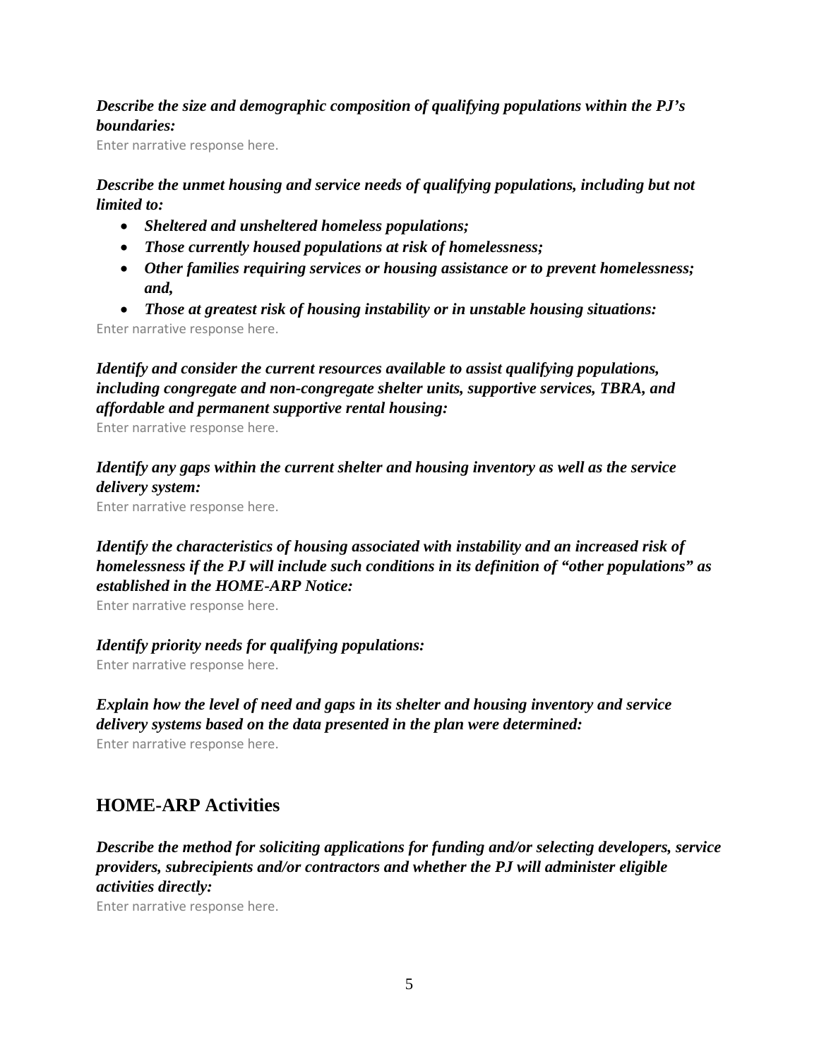***Describe the size and demographic composition of qualifying populations within the PJ's boundaries:***

Enter narrative response here.

***Describe the unmet housing and service needs of qualifying populations, including but not limited to:***

- ***Sheltered and unsheltered homeless populations;***
- ***Those currently housed populations at risk of homelessness;***
- ***Other families requiring services or housing assistance or to prevent homelessness; and,***
- ***Those at greatest risk of housing instability or in unstable housing situations:***

Enter narrative response here.

***Identify and consider the current resources available to assist qualifying populations, including congregate and non-congregate shelter units, supportive services, TBRA, and affordable and permanent supportive rental housing:***

Enter narrative response here.

***Identify any gaps within the current shelter and housing inventory as well as the service delivery system:***

Enter narrative response here.

***Identify the characteristics of housing associated with instability and an increased risk of homelessness if the PJ will include such conditions in its definition of "other populations" as established in the HOME-ARP Notice:***

Enter narrative response here.

***Identify priority needs for qualifying populations:***

Enter narrative response here.

***Explain how the level of need and gaps in its shelter and housing inventory and service delivery systems based on the data presented in the plan were determined:***

Enter narrative response here.

## HOME-ARP Activities

***Describe the method for soliciting applications for funding and/or selecting developers, service providers, subrecipients and/or contractors and whether the PJ will administer eligible activities directly:***

Enter narrative response here.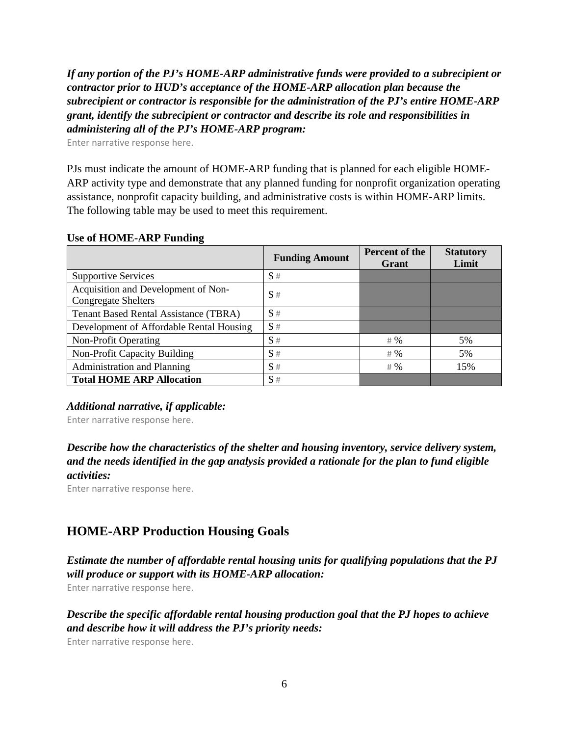***If any portion of the PJ's HOME-ARP administrative funds were provided to a subrecipient or contractor prior to HUD's acceptance of the HOME-ARP allocation plan because the subrecipient or contractor is responsible for the administration of the PJ's entire HOME-ARP grant, identify the subrecipient or contractor and describe its role and responsibilities in administering all of the PJ's HOME-ARP program:***

Enter narrative response here.

PJs must indicate the amount of HOME-ARP funding that is planned for each eligible HOME-ARP activity type and demonstrate that any planned funding for nonprofit organization operating assistance, nonprofit capacity building, and administrative costs is within HOME-ARP limits. The following table may be used to meet this requirement.

**Use of HOME-ARP Funding**

| | Funding Amount | Percent of the Grant | Statutory Limit |
|---|---|---|---|
| Supportive Services | $ # | | |
| Acquisition and Development of Non-Congregate Shelters | $ # | | |
| Tenant Based Rental Assistance (TBRA) | $ # | | |
| Development of Affordable Rental Housing | $ # | | |
| Non-Profit Operating | $ # | # % | 5% |
| Non-Profit Capacity Building | $ # | # % | 5% |
| Administration and Planning | $ # | # % | 15% |
| **Total HOME ARP Allocation** | $ # | | |

***Additional narrative, if applicable:***

Enter narrative response here.

***Describe how the characteristics of the shelter and housing inventory, service delivery system, and the needs identified in the gap analysis provided a rationale for the plan to fund eligible activities:***

Enter narrative response here.

## HOME-ARP Production Housing Goals

***Estimate the number of affordable rental housing units for qualifying populations that the PJ will produce or support with its HOME-ARP allocation:***

Enter narrative response here.

***Describe the specific affordable rental housing production goal that the PJ hopes to achieve and describe how it will address the PJ's priority needs:***

Enter narrative response here.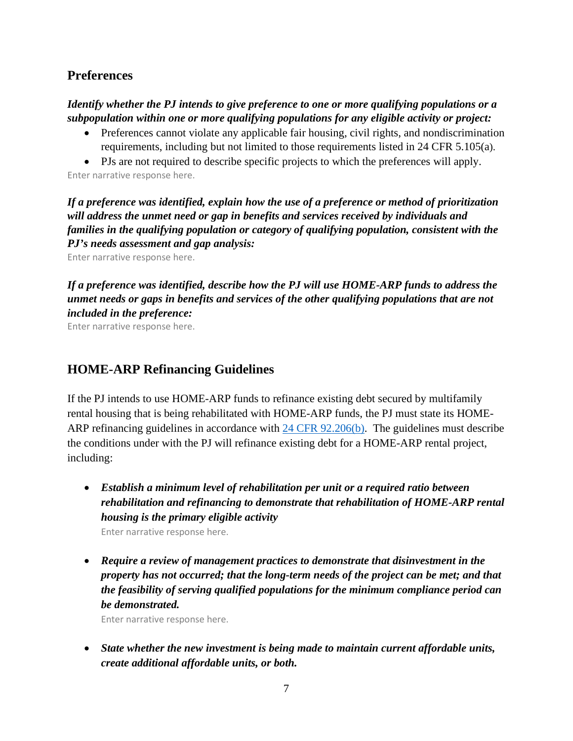## Preferences

***Identify whether the PJ intends to give preference to one or more qualifying populations or a subpopulation within one or more qualifying populations for any eligible activity or project:***

- Preferences cannot violate any applicable fair housing, civil rights, and nondiscrimination requirements, including but not limited to those requirements listed in 24 CFR 5.105(a).
- PJs are not required to describe specific projects to which the preferences will apply.

Enter narrative response here.

***If a preference was identified, explain how the use of a preference or method of prioritization will address the unmet need or gap in benefits and services received by individuals and families in the qualifying population or category of qualifying population, consistent with the PJ's needs assessment and gap analysis:***

Enter narrative response here.

***If a preference was identified, describe how the PJ will use HOME-ARP funds to address the unmet needs or gaps in benefits and services of the other qualifying populations that are not included in the preference:***

Enter narrative response here.

## HOME-ARP Refinancing Guidelines

If the PJ intends to use HOME-ARP funds to refinance existing debt secured by multifamily rental housing that is being rehabilitated with HOME-ARP funds, the PJ must state its HOME-ARP refinancing guidelines in accordance with [24 CFR 92.206(b)](24 CFR 92.206(b)). The guidelines must describe the conditions under with the PJ will refinance existing debt for a HOME-ARP rental project, including:

- ***Establish a minimum level of rehabilitation per unit or a required ratio between rehabilitation and refinancing to demonstrate that rehabilitation of HOME-ARP rental housing is the primary eligible activity***

  Enter narrative response here.

- ***Require a review of management practices to demonstrate that disinvestment in the property has not occurred; that the long-term needs of the project can be met; and that the feasibility of serving qualified populations for the minimum compliance period can be demonstrated.***

  Enter narrative response here.

- ***State whether the new investment is being made to maintain current affordable units, create additional affordable units, or both.***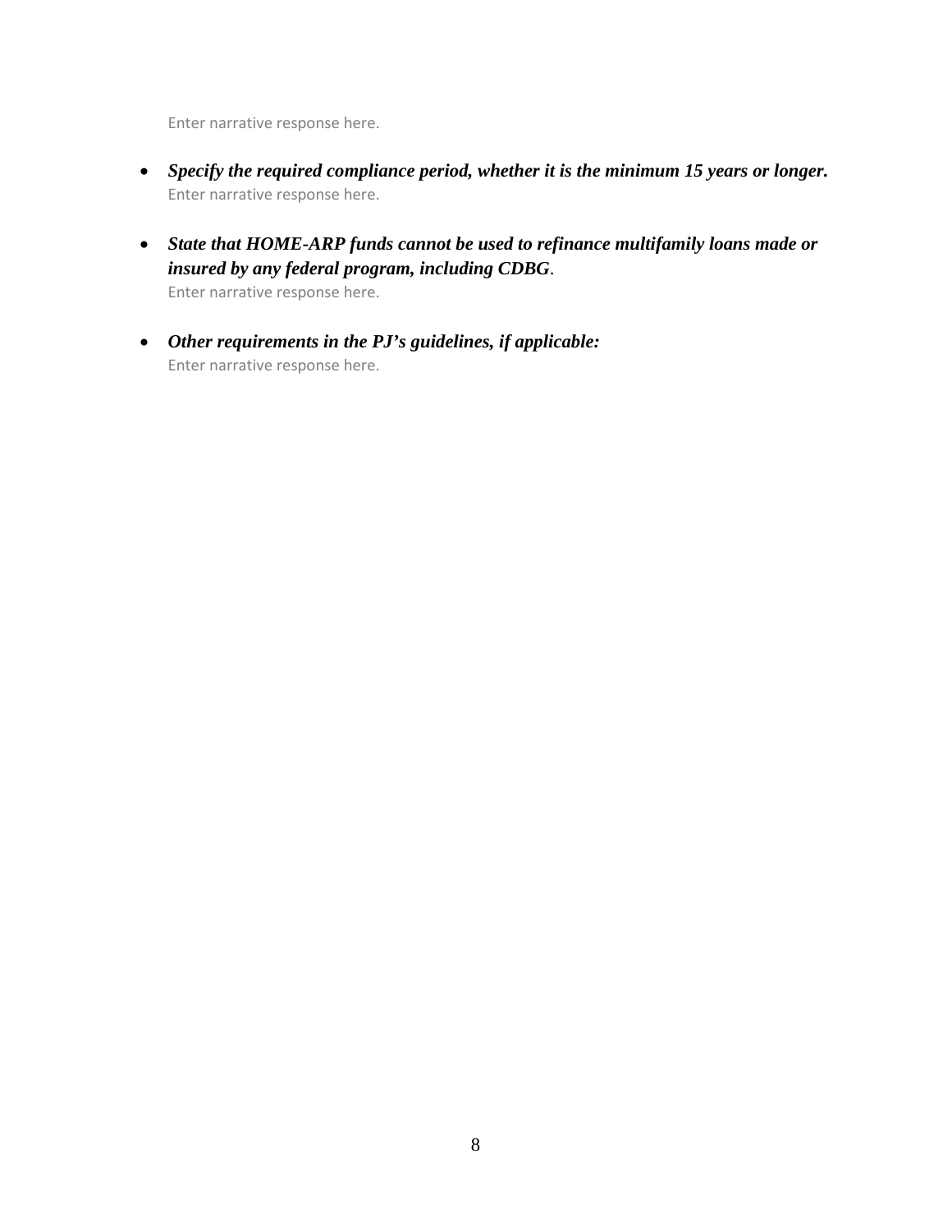Enter narrative response here.

- ***Specify the required compliance period, whether it is the minimum 15 years or longer.***
  Enter narrative response here.

- ***State that HOME-ARP funds cannot be used to refinance multifamily loans made or insured by any federal program, including CDBG***.
  Enter narrative response here.

- ***Other requirements in the PJ's guidelines, if applicable:***
  Enter narrative response here.